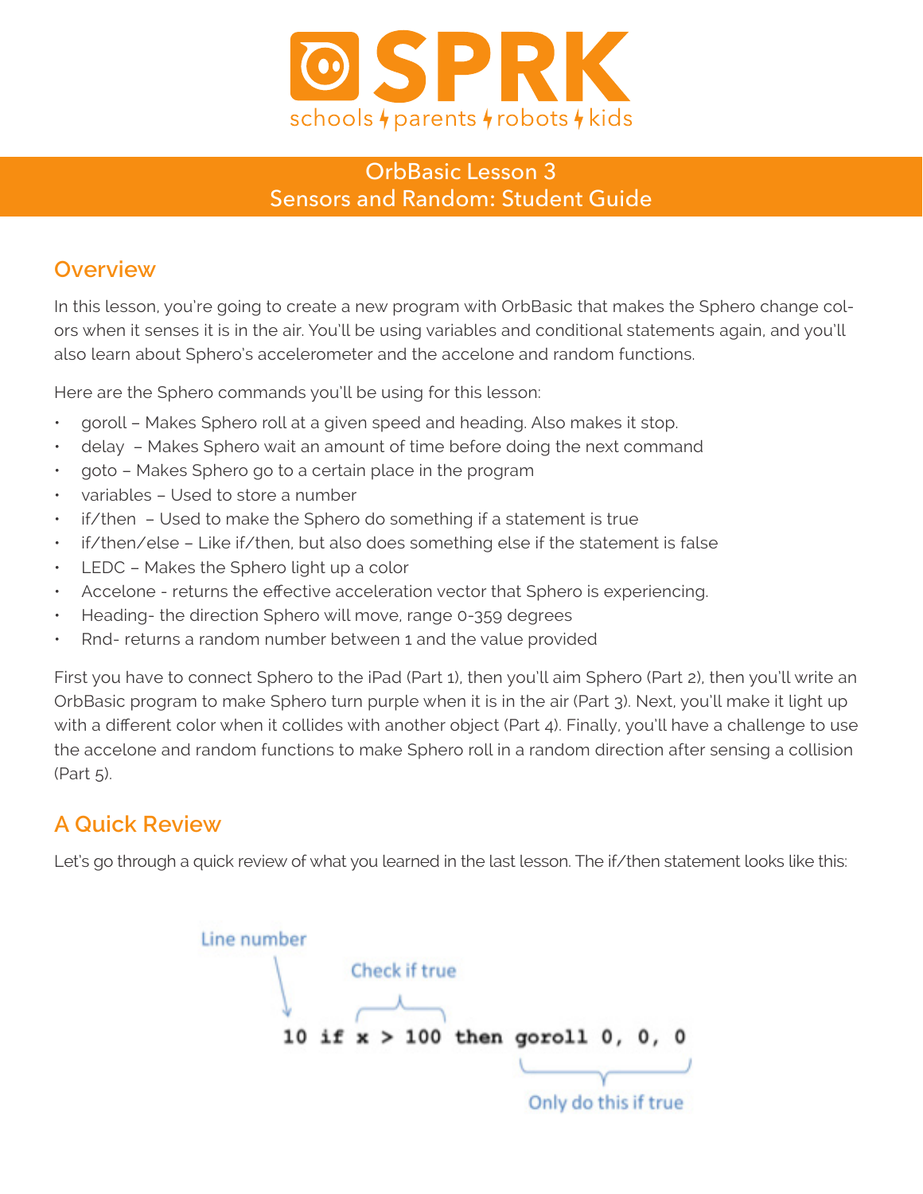# SPRK

schools parents robots kids

## OrbBasic Lesson 3
## Sensors and Random: Student Guide

## Overview

In this lesson, you're going to create a new program with OrbBasic that makes the Sphero change colors when it senses it is in the air. You'll be using variables and conditional statements again, and you'll also learn about Sphero's accelerometer and the accelone and random functions.

Here are the Sphero commands you'll be using for this lesson:

- goroll – Makes Sphero roll at a given speed and heading. Also makes it stop.
- delay – Makes Sphero wait an amount of time before doing the next command
- goto – Makes Sphero go to a certain place in the program
- variables – Used to store a number
- if/then – Used to make the Sphero do something if a statement is true
- if/then/else – Like if/then, but also does something else if the statement is false
- LEDC – Makes the Sphero light up a color
- Accelone - returns the effective acceleration vector that Sphero is experiencing.
- Heading- the direction Sphero will move, range 0-359 degrees
- Rnd- returns a random number between 1 and the value provided

First you have to connect Sphero to the iPad (Part 1), then you'll aim Sphero (Part 2), then you'll write an OrbBasic program to make Sphero turn purple when it is in the air (Part 3). Next, you'll make it light up with a different color when it collides with another object (Part 4). Finally, you'll have a challenge to use the accelone and random functions to make Sphero roll in a random direction after sensing a collision (Part 5).

## A Quick Review

Let's go through a quick review of what you learned in the last lesson. The if/then statement looks like this:

Line number

Check if true

```
10 if x > 100 then goroll 0, 0, 0
```

Only do this if true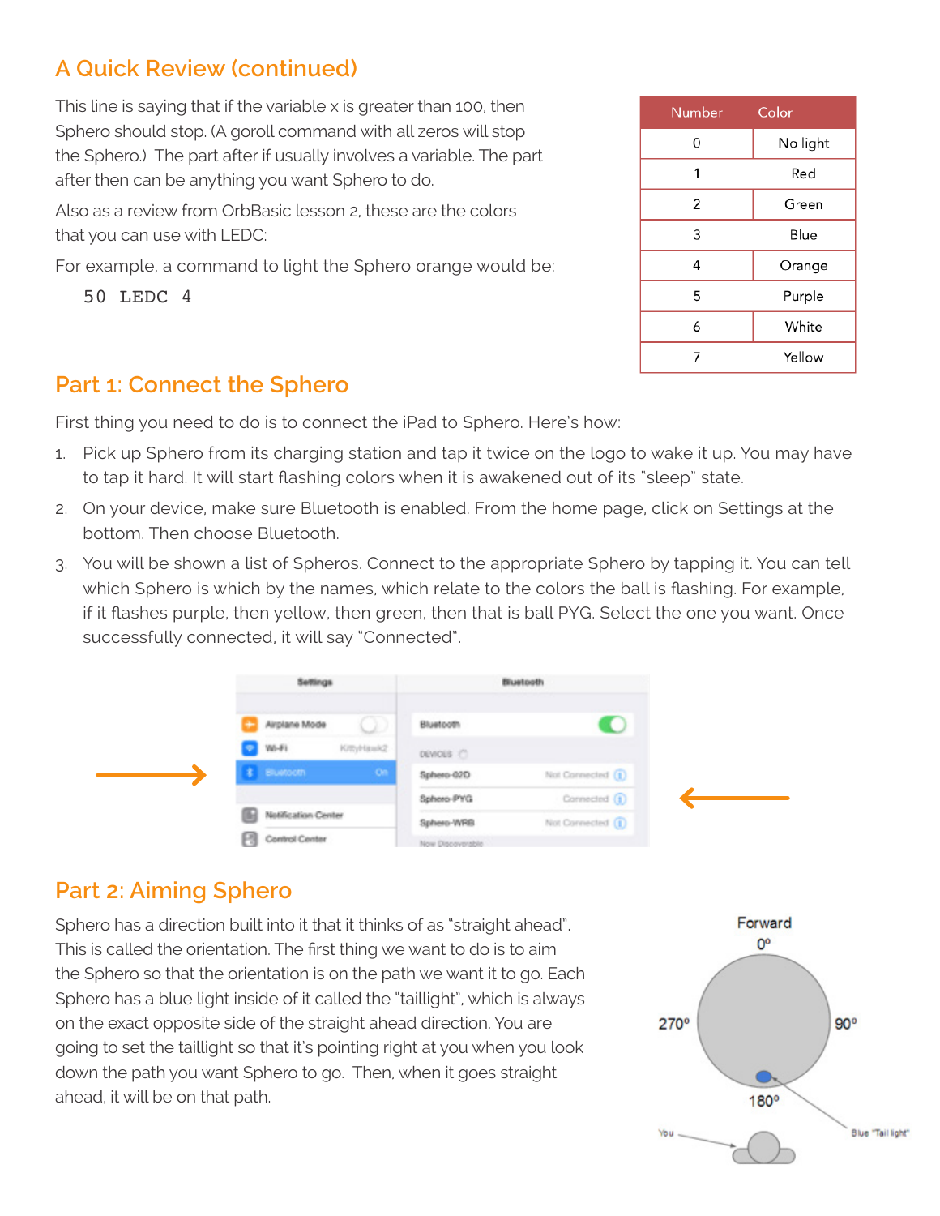## A Quick Review (continued)

This line is saying that if the variable x is greater than 100, then Sphero should stop. (A goroll command with all zeros will stop the Sphero.) The part after if usually involves a variable. The part after then can be anything you want Sphero to do.

Also as a review from OrbBasic lesson 2, these are the colors that you can use with LEDC:

| Number | Color |
|---|---|
| 0 | No light |
| 1 | Red |
| 2 | Green |
| 3 | Blue |
| 4 | Orange |
| 5 | Purple |
| 6 | White |
| 7 | Yellow |

For example, a command to light the Sphero orange would be:

```
50 LEDC 4
```

## Part 1: Connect the Sphero

First thing you need to do is to connect the iPad to Sphero. Here's how:

1. Pick up Sphero from its charging station and tap it twice on the logo to wake it up. You may have to tap it hard. It will start flashing colors when it is awakened out of its "sleep" state.
2. On your device, make sure Bluetooth is enabled. From the home page, click on Settings at the bottom. Then choose Bluetooth.
3. You will be shown a list of Spheros. Connect to the appropriate Sphero by tapping it. You can tell which Sphero is which by the names, which relate to the colors the ball is flashing. For example, if it flashes purple, then yellow, then green, then that is ball PYG. Select the one you want. Once successfully connected, it will say "Connected".

## Part 2: Aiming Sphero

Sphero has a direction built into it that it thinks of as "straight ahead". This is called the orientation. The first thing we want to do is to aim the Sphero so that the orientation is on the path we want it to go. Each Sphero has a blue light inside of it called the "taillight", which is always on the exact opposite side of the straight ahead direction. You are going to set the taillight so that it's pointing right at you when you look down the path you want Sphero to go. Then, when it goes straight ahead, it will be on that path.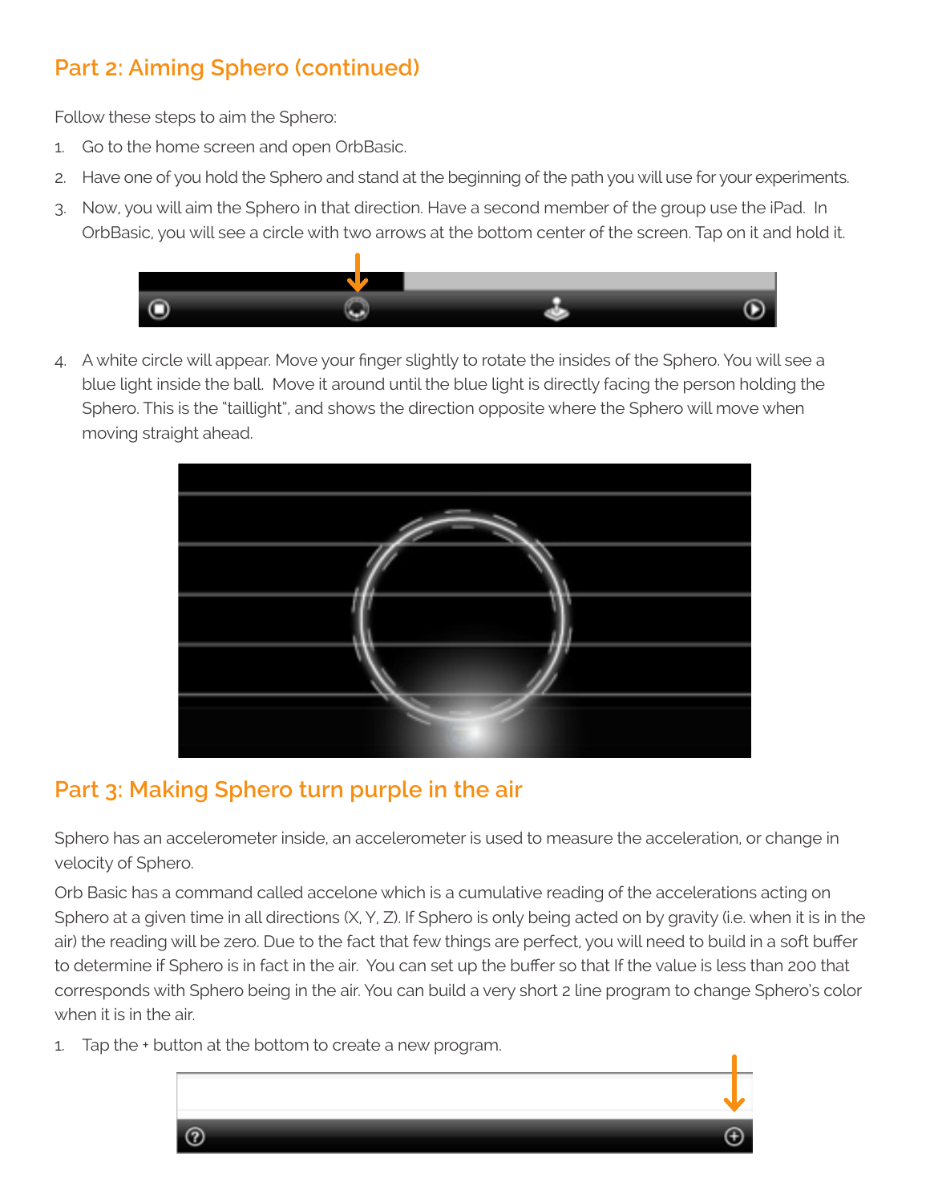## Part 2: Aiming Sphero (continued)

Follow these steps to aim the Sphero:

1. Go to the home screen and open OrbBasic.
2. Have one of you hold the Sphero and stand at the beginning of the path you will use for your experiments.
3. Now, you will aim the Sphero in that direction. Have a second member of the group use the iPad. In OrbBasic, you will see a circle with two arrows at the bottom center of the screen. Tap on it and hold it.
4. A white circle will appear. Move your finger slightly to rotate the insides of the Sphero. You will see a blue light inside the ball. Move it around until the blue light is directly facing the person holding the Sphero. This is the "taillight", and shows the direction opposite where the Sphero will move when moving straight ahead.

## Part 3: Making Sphero turn purple in the air

Sphero has an accelerometer inside, an accelerometer is used to measure the acceleration, or change in velocity of Sphero.

Orb Basic has a command called accelone which is a cumulative reading of the accelerations acting on Sphero at a given time in all directions (X, Y, Z). If Sphero is only being acted on by gravity (i.e. when it is in the air) the reading will be zero. Due to the fact that few things are perfect, you will need to build in a soft buffer to determine if Sphero is in fact in the air. You can set up the buffer so that If the value is less than 200 that corresponds with Sphero being in the air. You can build a very short 2 line program to change Sphero's color when it is in the air.

1. Tap the + button at the bottom to create a new program.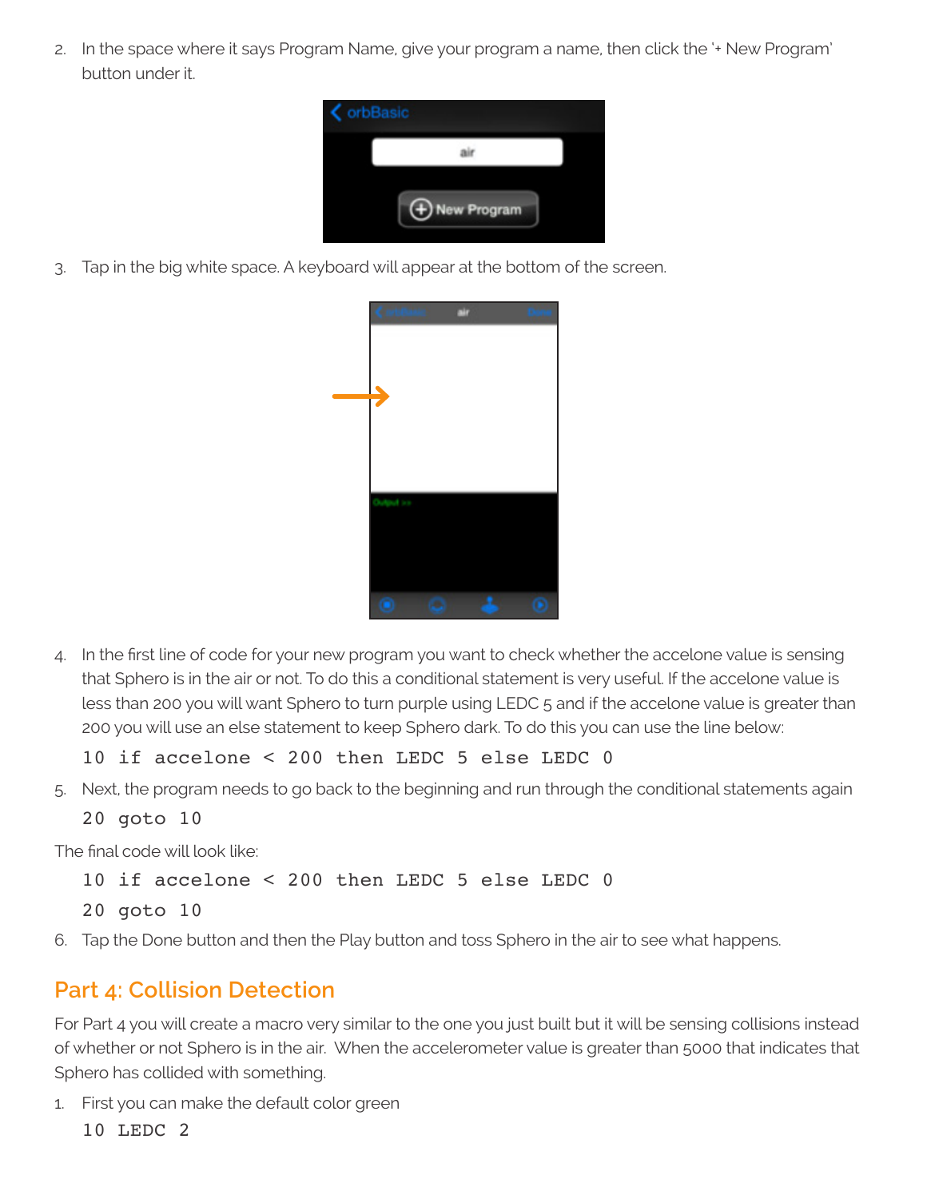2. In the space where it says Program Name, give your program a name, then click the '+ New Program' button under it.

3. Tap in the big white space. A keyboard will appear at the bottom of the screen.

4. In the first line of code for your new program you want to check whether the accelone value is sensing that Sphero is in the air or not. To do this a conditional statement is very useful. If the accelone value is less than 200 you will want Sphero to turn purple using LEDC 5 and if the accelone value is greater than 200 you will use an else statement to keep Sphero dark. To do this you can use the line below:

```
10 if accelone < 200 then LEDC 5 else LEDC 0
```

5. Next, the program needs to go back to the beginning and run through the conditional statements again

```
20 goto 10
```

The final code will look like:

```
10 if accelone < 200 then LEDC 5 else LEDC 0
20 goto 10
```

6. Tap the Done button and then the Play button and toss Sphero in the air to see what happens.

## Part 4: Collision Detection

For Part 4 you will create a macro very similar to the one you just built but it will be sensing collisions instead of whether or not Sphero is in the air. When the accelerometer value is greater than 5000 that indicates that Sphero has collided with something.

1. First you can make the default color green

```
10 LEDC 2
```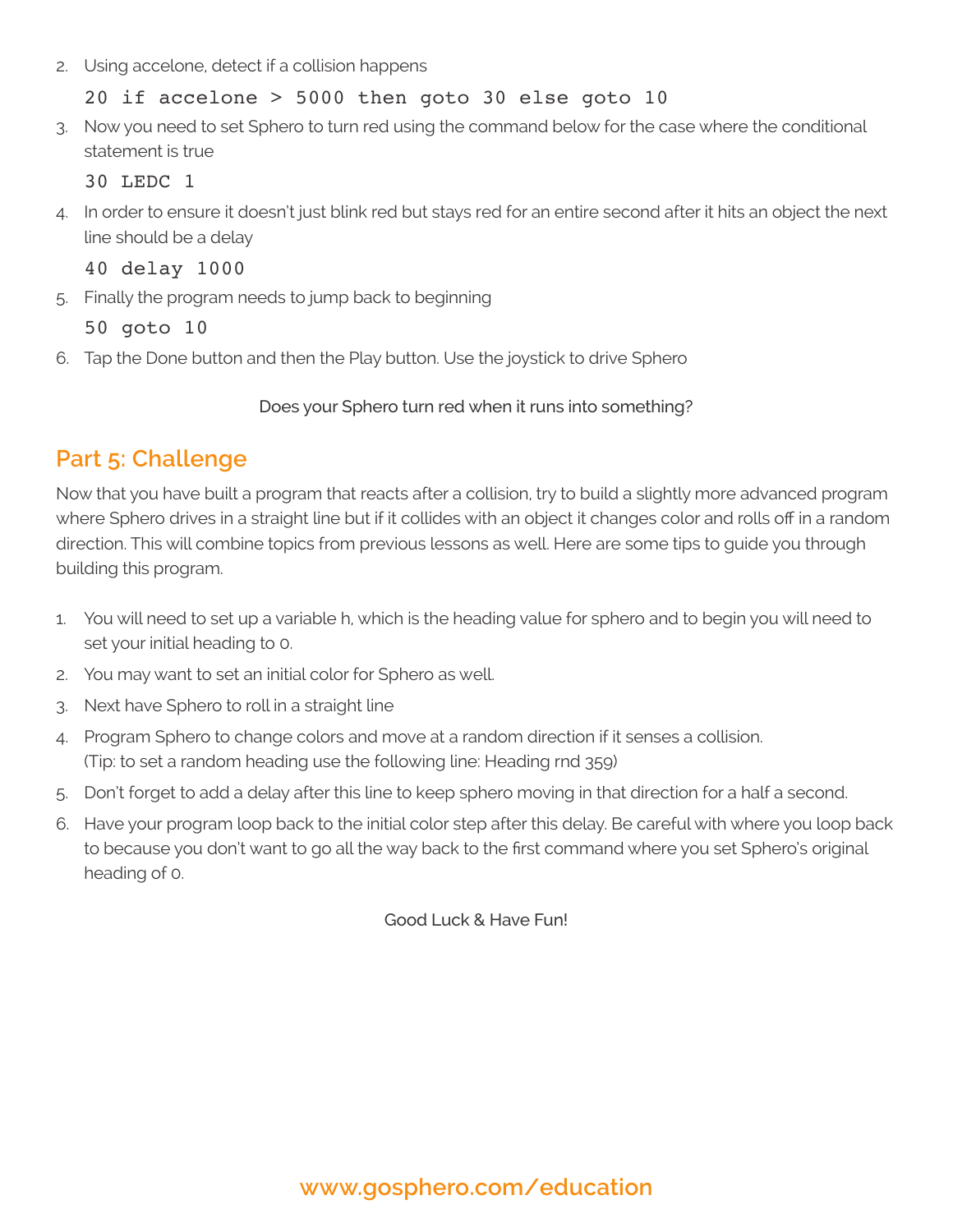2. Using accelone, detect if a collision happens

```
20 if accelone > 5000 then goto 30 else goto 10
```

3. Now you need to set Sphero to turn red using the command below for the case where the conditional statement is true

```
30 LEDC 1
```

4. In order to ensure it doesn't just blink red but stays red for an entire second after it hits an object the next line should be a delay

```
40 delay 1000
```

5. Finally the program needs to jump back to beginning

```
50 goto 10
```

6. Tap the Done button and then the Play button. Use the joystick to drive Sphero

Does your Sphero turn red when it runs into something?

## Part 5: Challenge

Now that you have built a program that reacts after a collision, try to build a slightly more advanced program where Sphero drives in a straight line but if it collides with an object it changes color and rolls off in a random direction. This will combine topics from previous lessons as well. Here are some tips to guide you through building this program.

1. You will need to set up a variable h, which is the heading value for sphero and to begin you will need to set your initial heading to 0.
2. You may want to set an initial color for Sphero as well.
3. Next have Sphero to roll in a straight line
4. Program Sphero to change colors and move at a random direction if it senses a collision. (Tip: to set a random heading use the following line: Heading rnd 359)
5. Don't forget to add a delay after this line to keep sphero moving in that direction for a half a second.
6. Have your program loop back to the initial color step after this delay. Be careful with where you loop back to because you don't want to go all the way back to the first command where you set Sphero's original heading of 0.

Good Luck & Have Fun!

www.gosphero.com/education